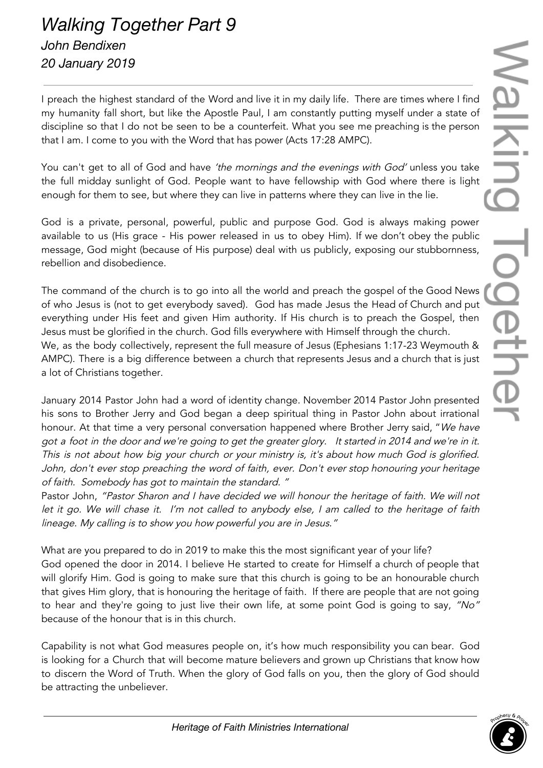# *Walking Together Part 9*

### *John Bendixen*

### *20 January 2019*

I preach the highest standard of the Word and live it in my daily life. There are times where I find my humanity fall short, but like the Apostle Paul, I am constantly putting myself under a state of discipline so that I do not be seen to be a counterfeit. What you see me preaching is the person that I am. I come to you with the Word that has power (Acts 17:28 AMPC).

You can't get to all of God and have *'the mornings and the evenings with God'* unless you take the full midday sunlight of God. People want to have fellowship with God where there is light enough for them to see, but where they can live in patterns where they can live in the lie.

God is a private, personal, powerful, public and purpose God. God is always making power available to us (His grace - His power released in us to obey Him). If we don't obey the public message, God might (because of His purpose) deal with us publicly, exposing our stubbornness, rebellion and disobedience.

The command of the church is to go into all the world and preach the gospel of the Good News of who Jesus is (not to get everybody saved). God has made Jesus the Head of Church and put everything under His feet and given Him authority. If His church is to preach the Gospel, then Jesus must be glorified in the church. God fills everywhere with Himself through the church.
We, as the body collectively, represent the full measure of Jesus (Ephesians 1:17-23 Weymouth & AMPC). There is a big difference between a church that represents Jesus and a church that is just a lot of Christians together.

January 2014 Pastor John had a word of identity change. November 2014 Pastor John presented his sons to Brother Jerry and God began a deep spiritual thing in Pastor John about irrational honour. At that time a very personal conversation happened where Brother Jerry said, "*We have got a foot in the door and we're going to get the greater glory. It started in 2014 and we're in it. This is not about how big your church or your ministry is, it's about how much God is glorified. John, don't ever stop preaching the word of faith, ever. Don't ever stop honouring your heritage of faith. Somebody has got to maintain the standard. "*
Pastor John, *"Pastor Sharon and I have decided we will honour the heritage of faith. We will not let it go. We will chase it. I'm not called to anybody else, I am called to the heritage of faith lineage. My calling is to show you how powerful you are in Jesus."*

What are you prepared to do in 2019 to make this the most significant year of your life?
God opened the door in 2014. I believe He started to create for Himself a church of people that will glorify Him. God is going to make sure that this church is going to be an honourable church that gives Him glory, that is honouring the heritage of faith. If there are people that are not going to hear and they're going to just live their own life, at some point God is going to say, *"No"* because of the honour that is in this church.

Capability is not what God measures people on, it's how much responsibility you can bear. God is looking for a Church that will become mature believers and grown up Christians that know how to discern the Word of Truth. When the glory of God falls on you, then the glory of God should be attracting the unbeliever.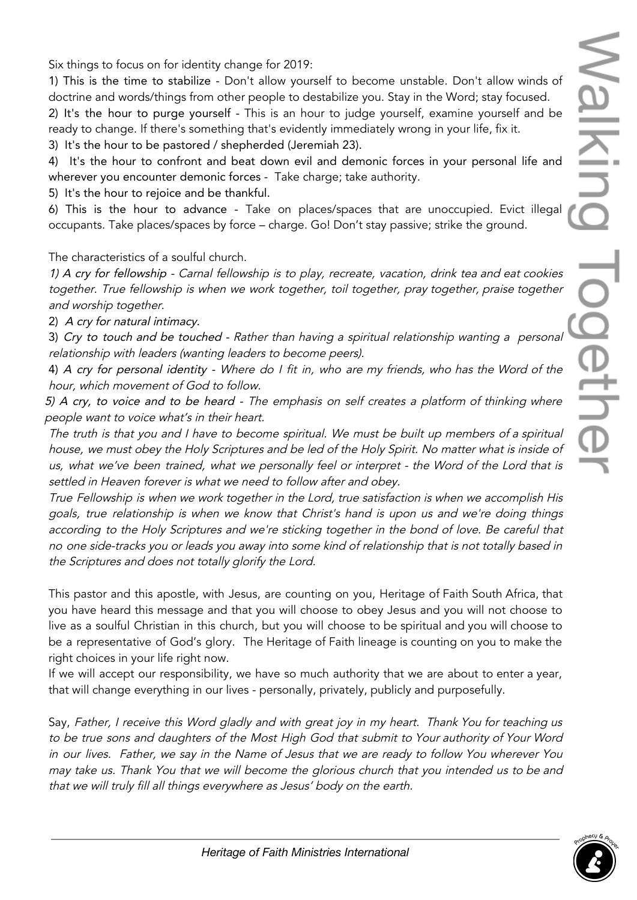Six things to focus on for identity change for 2019:

1) This is the time to stabilize - Don't allow yourself to become unstable. Don't allow winds of doctrine and words/things from other people to destabilize you. Stay in the Word; stay focused.
2) It's the hour to purge yourself - This is an hour to judge yourself, examine yourself and be ready to change. If there's something that's evidently immediately wrong in your life, fix it.
3) It's the hour to be pastored / shepherded (Jeremiah 23).
4) It's the hour to confront and beat down evil and demonic forces in your personal life and wherever you encounter demonic forces - Take charge; take authority.
5) It's the hour to rejoice and be thankful.
6) This is the hour to advance - Take on places/spaces that are unoccupied. Evict illegal occupants. Take places/spaces by force – charge. Go! Don't stay passive; strike the ground.

The characteristics of a soulful church.

*1) A cry for fellowship - Carnal fellowship is to play, recreate, vacation, drink tea and eat cookies together. True fellowship is when we work together, toil together, pray together, praise together and worship together.*

*2) A cry for natural intimacy.*

*3) Cry to touch and be touched - Rather than having a spiritual relationship wanting a personal relationship with leaders (wanting leaders to become peers).*

*4) A cry for personal identity - Where do I fit in, who are my friends, who has the Word of the hour, which movement of God to follow.*

*5) A cry, to voice and to be heard - The emphasis on self creates a platform of thinking where people want to voice what's in their heart.*

*The truth is that you and I have to become spiritual. We must be built up members of a spiritual house, we must obey the Holy Scriptures and be led of the Holy Spirit. No matter what is inside of us, what we've been trained, what we personally feel or interpret - the Word of the Lord that is settled in Heaven forever is what we need to follow after and obey.*

*True Fellowship is when we work together in the Lord, true satisfaction is when we accomplish His goals, true relationship is when we know that Christ's hand is upon us and we're doing things according to the Holy Scriptures and we're sticking together in the bond of love. Be careful that no one side-tracks you or leads you away into some kind of relationship that is not totally based in the Scriptures and does not totally glorify the Lord.*

This pastor and this apostle, with Jesus, are counting on you, Heritage of Faith South Africa, that you have heard this message and that you will choose to obey Jesus and you will not choose to live as a soulful Christian in this church, but you will choose to be spiritual and you will choose to be a representative of God's glory. The Heritage of Faith lineage is counting on you to make the right choices in your life right now.

If we will accept our responsibility, we have so much authority that we are about to enter a year, that will change everything in our lives - personally, privately, publicly and purposefully.

Say, *Father, I receive this Word gladly and with great joy in my heart. Thank You for teaching us to be true sons and daughters of the Most High God that submit to Your authority of Your Word in our lives. Father, we say in the Name of Jesus that we are ready to follow You wherever You may take us. Thank You that we will become the glorious church that you intended us to be and that we will truly fill all things everywhere as Jesus' body on the earth.*